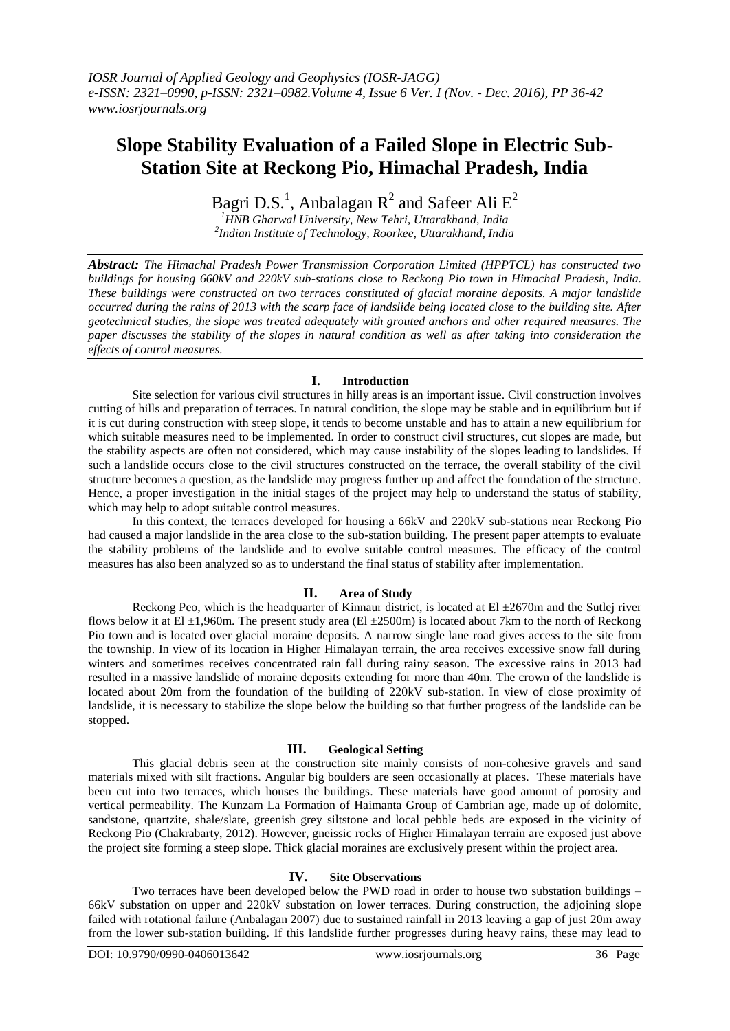# Slope Stability Evaluation of a Failed Slope in Electric Sub-Station Site at Reckong Pio, Himachal Pradesh, India

Bagri D.S.[1], Anbalagan R[2] and Safeer Ali E[2]

[1]*HNB Gharwal University, New Tehri, Uttarakhand, India*
[2]*Indian Institute of Technology, Roorkee, Uttarakhand, India*

***Abstract:*** *The Himachal Pradesh Power Transmission Corporation Limited (HPPTCL) has constructed two buildings for housing 660kV and 220kV sub-stations close to Reckong Pio town in Himachal Pradesh, India. These buildings were constructed on two terraces constituted of glacial moraine deposits. A major landslide occurred during the rains of 2013 with the scarp face of landslide being located close to the building site. After geotechnical studies, the slope was treated adequately with grouted anchors and other required measures. The paper discusses the stability of the slopes in natural condition as well as after taking into consideration the effects of control measures.*

## I. Introduction

Site selection for various civil structures in hilly areas is an important issue. Civil construction involves cutting of hills and preparation of terraces. In natural condition, the slope may be stable and in equilibrium but if it is cut during construction with steep slope, it tends to become unstable and has to attain a new equilibrium for which suitable measures need to be implemented. In order to construct civil structures, cut slopes are made, but the stability aspects are often not considered, which may cause instability of the slopes leading to landslides. If such a landslide occurs close to the civil structures constructed on the terrace, the overall stability of the civil structure becomes a question, as the landslide may progress further up and affect the foundation of the structure. Hence, a proper investigation in the initial stages of the project may help to understand the status of stability, which may help to adopt suitable control measures.

In this context, the terraces developed for housing a 66kV and 220kV sub-stations near Reckong Pio had caused a major landslide in the area close to the sub-station building. The present paper attempts to evaluate the stability problems of the landslide and to evolve suitable control measures. The efficacy of the control measures has also been analyzed so as to understand the final status of stability after implementation.

## II. Area of Study

Reckong Peo, which is the headquarter of Kinnaur district, is located at El ±2670m and the Sutlej river flows below it at El ±1,960m. The present study area (El ±2500m) is located about 7km to the north of Reckong Pio town and is located over glacial moraine deposits. A narrow single lane road gives access to the site from the township. In view of its location in Higher Himalayan terrain, the area receives excessive snow fall during winters and sometimes receives concentrated rain fall during rainy season. The excessive rains in 2013 had resulted in a massive landslide of moraine deposits extending for more than 40m. The crown of the landslide is located about 20m from the foundation of the building of 220kV sub-station. In view of close proximity of landslide, it is necessary to stabilize the slope below the building so that further progress of the landslide can be stopped.

## III. Geological Setting

This glacial debris seen at the construction site mainly consists of non-cohesive gravels and sand materials mixed with silt fractions. Angular big boulders are seen occasionally at places. These materials have been cut into two terraces, which houses the buildings. These materials have good amount of porosity and vertical permeability. The Kunzam La Formation of Haimanta Group of Cambrian age, made up of dolomite, sandstone, quartzite, shale/slate, greenish grey siltstone and local pebble beds are exposed in the vicinity of Reckong Pio (Chakrabarty, 2012). However, gneissic rocks of Higher Himalayan terrain are exposed just above the project site forming a steep slope. Thick glacial moraines are exclusively present within the project area.

## IV. Site Observations

Two terraces have been developed below the PWD road in order to house two substation buildings – 66kV substation on upper and 220kV substation on lower terraces. During construction, the adjoining slope failed with rotational failure (Anbalagan 2007) due to sustained rainfall in 2013 leaving a gap of just 20m away from the lower sub-station building. If this landslide further progresses during heavy rains, these may lead to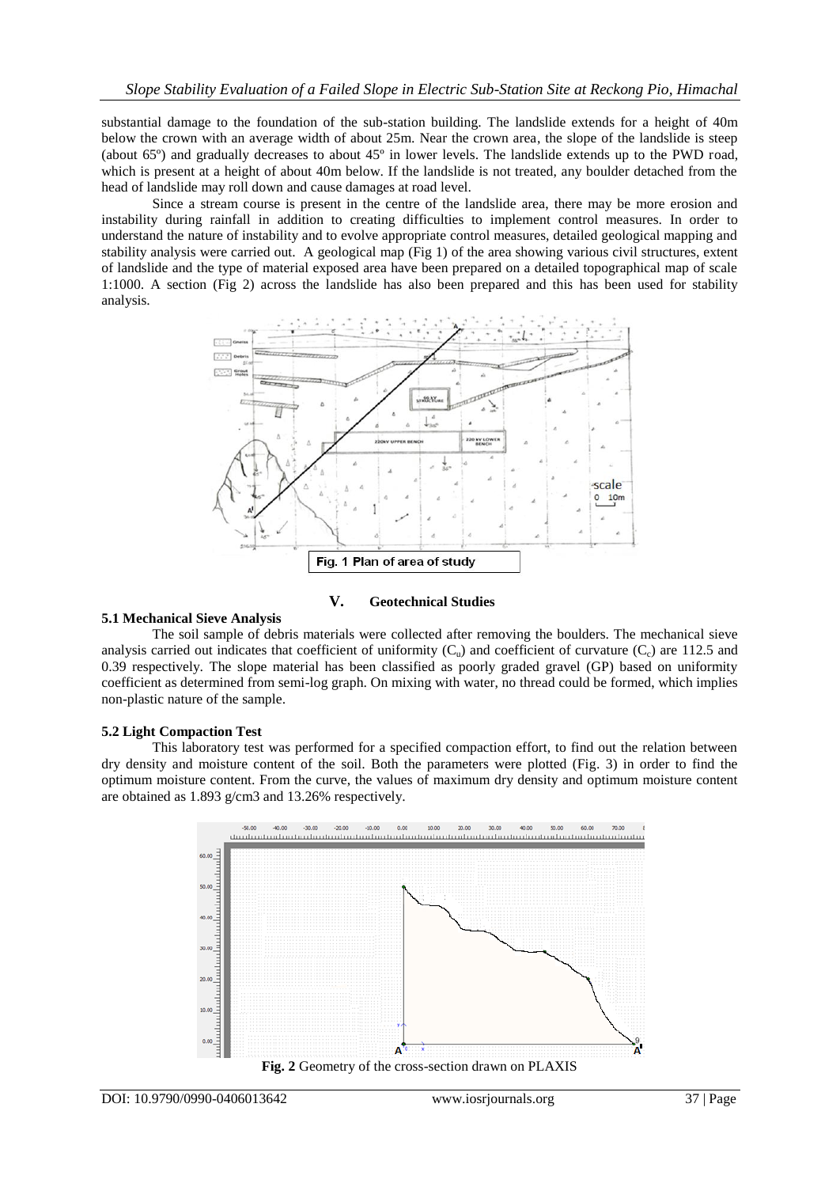substantial damage to the foundation of the sub-station building. The landslide extends for a height of 40m below the crown with an average width of about 25m. Near the crown area, the slope of the landslide is steep (about 65º) and gradually decreases to about 45º in lower levels. The landslide extends up to the PWD road, which is present at a height of about 40m below. If the landslide is not treated, any boulder detached from the head of landslide may roll down and cause damages at road level.

Since a stream course is present in the centre of the landslide area, there may be more erosion and instability during rainfall in addition to creating difficulties to implement control measures. In order to understand the nature of instability and to evolve appropriate control measures, detailed geological mapping and stability analysis were carried out. A geological map (Fig 1) of the area showing various civil structures, extent of landslide and the type of material exposed area have been prepared on a detailed topographical map of scale 1:1000. A section (Fig 2) across the landslide has also been prepared and this has been used for stability analysis.

Fig. 1 Plan of area of study

## V. Geotechnical Studies

### 5.1 Mechanical Sieve Analysis

The soil sample of debris materials were collected after removing the boulders. The mechanical sieve analysis carried out indicates that coefficient of uniformity ($C_u$) and coefficient of curvature ($C_c$) are 112.5 and 0.39 respectively. The slope material has been classified as poorly graded gravel (GP) based on uniformity coefficient as determined from semi-log graph. On mixing with water, no thread could be formed, which implies non-plastic nature of the sample.

### 5.2 Light Compaction Test

This laboratory test was performed for a specified compaction effort, to find out the relation between dry density and moisture content of the soil. Both the parameters were plotted (Fig. 3) in order to find the optimum moisture content. From the curve, the values of maximum dry density and optimum moisture content are obtained as 1.893 g/cm3 and 13.26% respectively.

**Fig. 2** Geometry of the cross-section drawn on PLAXIS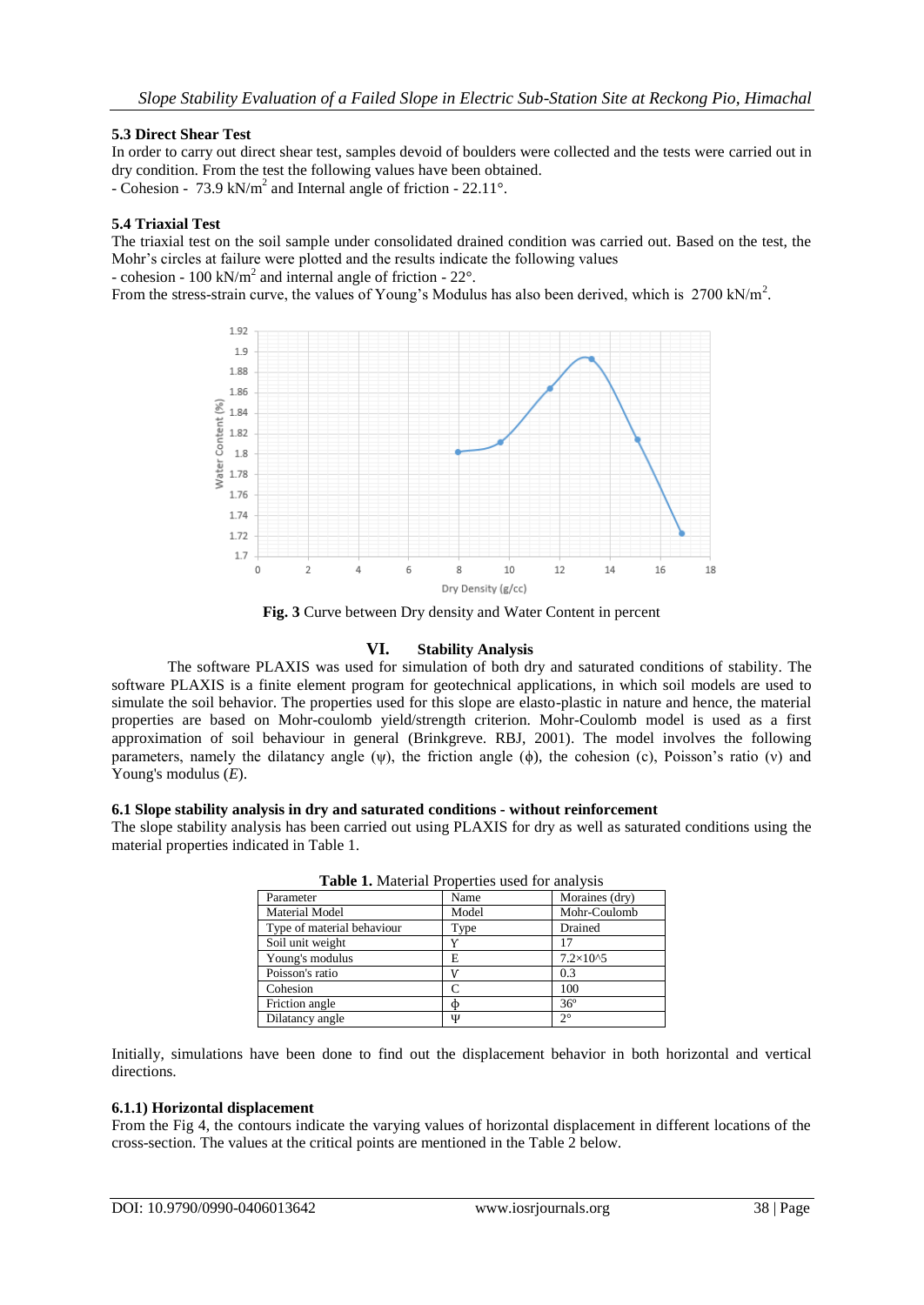### 5.3 Direct Shear Test

In order to carry out direct shear test, samples devoid of boulders were collected and the tests were carried out in dry condition. From the test the following values have been obtained.

- Cohesion - 73.9 kN/m$^2$ and Internal angle of friction - 22.11°.

### 5.4 Triaxial Test

The triaxial test on the soil sample under consolidated drained condition was carried out. Based on the test, the Mohr's circles at failure were plotted and the results indicate the following values

- cohesion - 100 kN/m$^2$ and internal angle of friction - 22°.

From the stress-strain curve, the values of Young's Modulus has also been derived, which is 2700 kN/m$^2$.

**Fig. 3** Curve between Dry density and Water Content in percent

## VI. Stability Analysis

The software PLAXIS was used for simulation of both dry and saturated conditions of stability. The software PLAXIS is a finite element program for geotechnical applications, in which soil models are used to simulate the soil behavior. The properties used for this slope are elasto-plastic in nature and hence, the material properties are based on Mohr-coulomb yield/strength criterion. Mohr-Coulomb model is used as a first approximation of soil behaviour in general (Brinkgreve. RBJ, 2001). The model involves the following parameters, namely the dilatancy angle (ψ), the friction angle (ϕ), the cohesion (c), Poisson's ratio (v) and Young's modulus (*E*).

### 6.1 Slope stability analysis in dry and saturated conditions - without reinforcement

The slope stability analysis has been carried out using PLAXIS for dry as well as saturated conditions using the material properties indicated in Table 1.

**Table 1.** Material Properties used for analysis

| Parameter | Name | Moraines (dry) |
|---|---|---|
| Material Model | Model | Mohr-Coulomb |
| Type of material behaviour | Type | Drained |
| Soil unit weight | Y | 17 |
| Young's modulus | E | 7.2×10^5 |
| Poisson's ratio | V | 0.3 |
| Cohesion | C | 100 |
| Friction angle | ϕ | 36º |
| Dilatancy angle | Ψ | 2° |

Initially, simulations have been done to find out the displacement behavior in both horizontal and vertical directions.

#### 6.1.1) Horizontal displacement

From the Fig 4, the contours indicate the varying values of horizontal displacement in different locations of the cross-section. The values at the critical points are mentioned in the Table 2 below.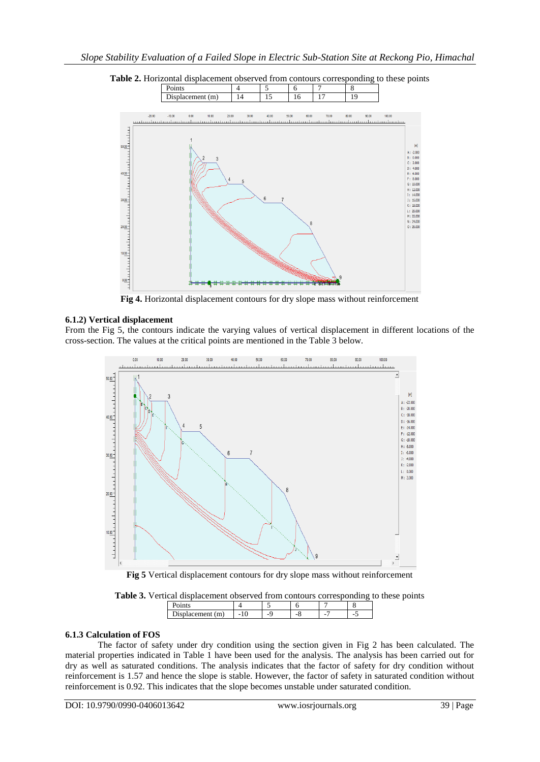**Table 2.** Horizontal displacement observed from contours corresponding to these points

| Points | 4 | 5 | 6 | 7 | 8 |
|---|---|---|---|---|---|
| Displacement (m) | 14 | 15 | 16 | 17 | 19 |

**Fig 4.** Horizontal displacement contours for dry slope mass without reinforcement

### 6.1.2) Vertical displacement

From the Fig 5, the contours indicate the varying values of vertical displacement in different locations of the cross-section. The values at the critical points are mentioned in the Table 3 below.

**Fig 5** Vertical displacement contours for dry slope mass without reinforcement

**Table 3.** Vertical displacement observed from contours corresponding to these points

| Points | 4 | 5 | 6 | 7 | 8 |
|---|---|---|---|---|---|
| Displacement (m) | -10 | -9 | -8 | -7 | -5 |

### 6.1.3 Calculation of FOS

The factor of safety under dry condition using the section given in Fig 2 has been calculated. The material properties indicated in Table 1 have been used for the analysis. The analysis has been carried out for dry as well as saturated conditions. The analysis indicates that the factor of safety for dry condition without reinforcement is 1.57 and hence the slope is stable. However, the factor of safety in saturated condition without reinforcement is 0.92. This indicates that the slope becomes unstable under saturated condition.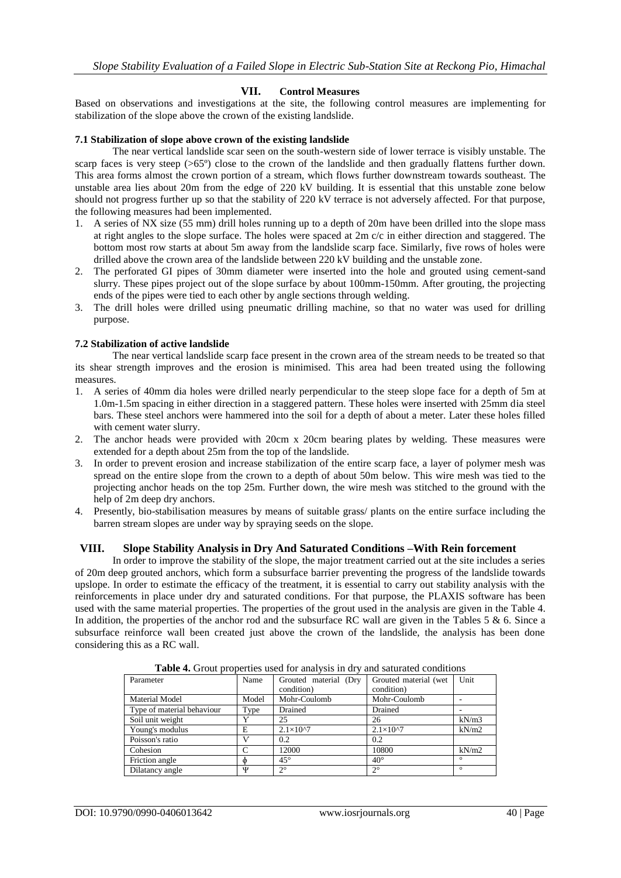## VII. Control Measures

Based on observations and investigations at the site, the following control measures are implementing for stabilization of the slope above the crown of the existing landslide.

### 7.1 Stabilization of slope above crown of the existing landslide

The near vertical landslide scar seen on the south-western side of lower terrace is visibly unstable. The scarp faces is very steep (>65º) close to the crown of the landslide and then gradually flattens further down. This area forms almost the crown portion of a stream, which flows further downstream towards southeast. The unstable area lies about 20m from the edge of 220 kV building. It is essential that this unstable zone below should not progress further up so that the stability of 220 kV terrace is not adversely affected. For that purpose, the following measures had been implemented.

1. A series of NX size (55 mm) drill holes running up to a depth of 20m have been drilled into the slope mass at right angles to the slope surface. The holes were spaced at 2m c/c in either direction and staggered. The bottom most row starts at about 5m away from the landslide scarp face. Similarly, five rows of holes were drilled above the crown area of the landslide between 220 kV building and the unstable zone.
2. The perforated GI pipes of 30mm diameter were inserted into the hole and grouted using cement-sand slurry. These pipes project out of the slope surface by about 100mm-150mm. After grouting, the projecting ends of the pipes were tied to each other by angle sections through welding.
3. The drill holes were drilled using pneumatic drilling machine, so that no water was used for drilling purpose.

### 7.2 Stabilization of active landslide

The near vertical landslide scarp face present in the crown area of the stream needs to be treated so that its shear strength improves and the erosion is minimised. This area had been treated using the following measures.

1. A series of 40mm dia holes were drilled nearly perpendicular to the steep slope face for a depth of 5m at 1.0m-1.5m spacing in either direction in a staggered pattern. These holes were inserted with 25mm dia steel bars. These steel anchors were hammered into the soil for a depth of about a meter. Later these holes filled with cement water slurry.
2. The anchor heads were provided with 20cm x 20cm bearing plates by welding. These measures were extended for a depth about 25m from the top of the landslide.
3. In order to prevent erosion and increase stabilization of the entire scarp face, a layer of polymer mesh was spread on the entire slope from the crown to a depth of about 50m below. This wire mesh was tied to the projecting anchor heads on the top 25m. Further down, the wire mesh was stitched to the ground with the help of 2m deep dry anchors.
4. Presently, bio-stabilisation measures by means of suitable grass/ plants on the entire surface including the barren stream slopes are under way by spraying seeds on the slope.

## VIII. Slope Stability Analysis in Dry And Saturated Conditions –With Rein forcement

In order to improve the stability of the slope, the major treatment carried out at the site includes a series of 20m deep grouted anchors, which form a subsurface barrier preventing the progress of the landslide towards upslope. In order to estimate the efficacy of the treatment, it is essential to carry out stability analysis with the reinforcements in place under dry and saturated conditions. For that purpose, the PLAXIS software has been used with the same material properties. The properties of the grout used in the analysis are given in the Table 4. In addition, the properties of the anchor rod and the subsurface RC wall are given in the Tables 5 & 6. Since a subsurface reinforce wall been created just above the crown of the landslide, the analysis has been done considering this as a RC wall.

**Table 4.** Grout properties used for analysis in dry and saturated conditions

| Parameter | Name | Grouted material (Dry condition) | Grouted material (wet condition) | Unit |
|---|---|---|---|---|
| Material Model | Model | Mohr-Coulomb | Mohr-Coulomb | - |
| Type of material behaviour | Type | Drained | Drained | - |
| Soil unit weight | Υ | 25 | 26 | kN/m3 |
| Young's modulus | E | $2.1\times10^7$ | $2.1\times10^7$ | kN/m2 |
| Poisson's ratio | V | 0.2 | 0.2 | |
| Cohesion | C | 12000 | 10800 | kN/m2 |
| Friction angle | ϕ | 45° | 40° | ° |
| Dilatancy angle | Ψ | 2° | 2° | ° |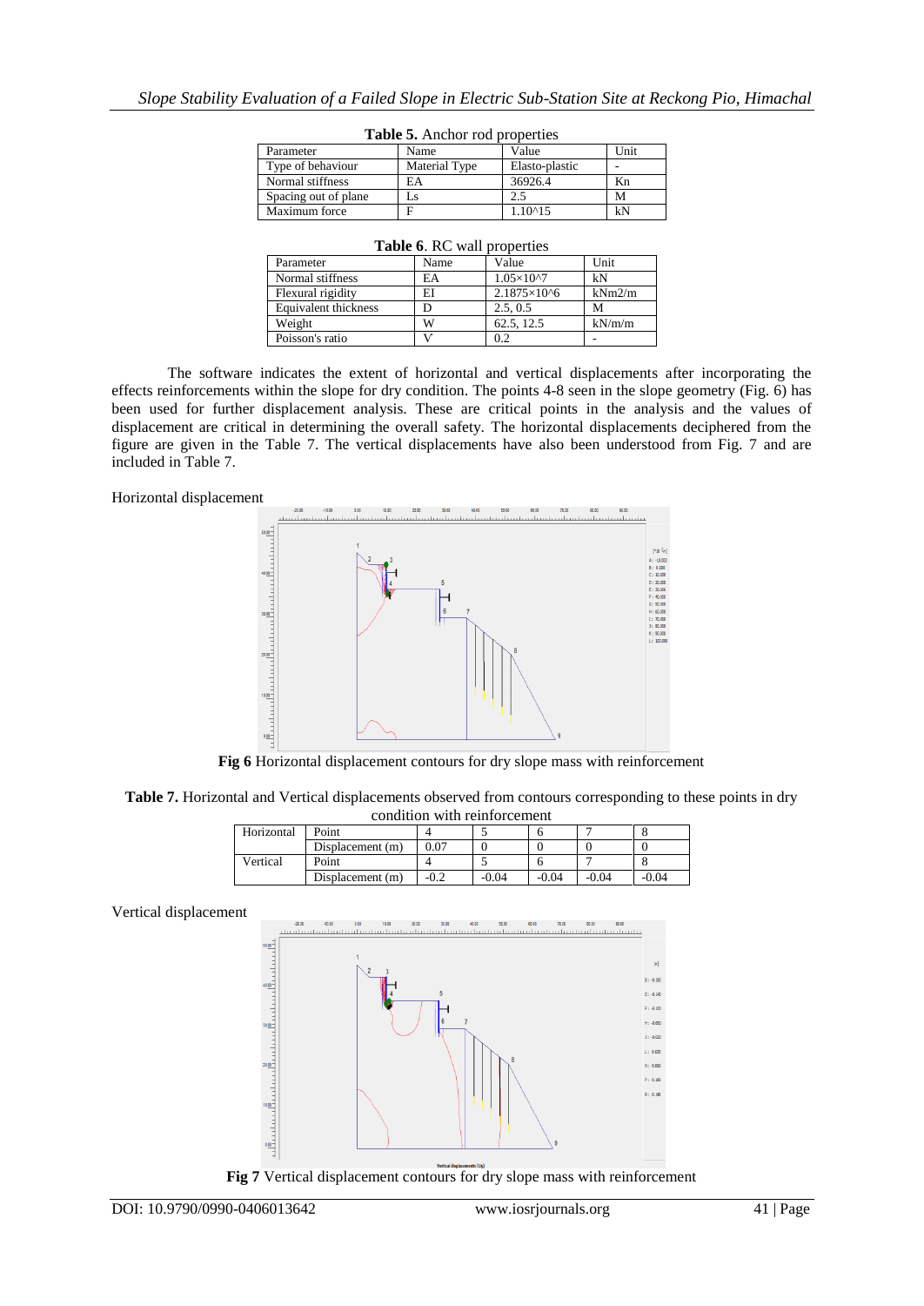**Table 5.** Anchor rod properties

| Parameter | Name | Value | Unit |
|---|---|---|---|
| Type of behaviour | Material Type | Elasto-plastic | - |
| Normal stiffness | EA | 36926.4 | Kn |
| Spacing out of plane | Ls | 2.5 | M |
| Maximum force | F | 1.10^15 | kN |

**Table 6**. RC wall properties

| Parameter | Name | Value | Unit |
|---|---|---|---|
| Normal stiffness | EA | $1.05\times10^{7}$ | kN |
| Flexural rigidity | EI | $2.1875\times10^{6}$ | kNm2/m |
| Equivalent thickness | D | 2.5, 0.5 | M |
| Weight | W | 62.5, 12.5 | kN/m/m |
| Poisson's ratio | V | 0.2 | - |

The software indicates the extent of horizontal and vertical displacements after incorporating the effects reinforcements within the slope for dry condition. The points 4-8 seen in the slope geometry (Fig. 6) has been used for further displacement analysis. These are critical points in the analysis and the values of displacement are critical in determining the overall safety. The horizontal displacements deciphered from the figure are given in the Table 7. The vertical displacements have also been understood from Fig. 7 and are included in Table 7.

Horizontal displacement

**Fig 6** Horizontal displacement contours for dry slope mass with reinforcement

**Table 7.** Horizontal and Vertical displacements observed from contours corresponding to these points in dry condition with reinforcement

| Horizontal | Point | 4 | 5 | 6 | 7 | 8 |
|---|---|---|---|---|---|---|
| | Displacement (m) | 0.07 | 0 | 0 | 0 | 0 |
| Vertical | Point | 4 | 5 | 6 | 7 | 8 |
| | Displacement (m) | -0.2 | -0.04 | -0.04 | -0.04 | -0.04 |

Vertical displacement

**Fig 7** Vertical displacement contours for dry slope mass with reinforcement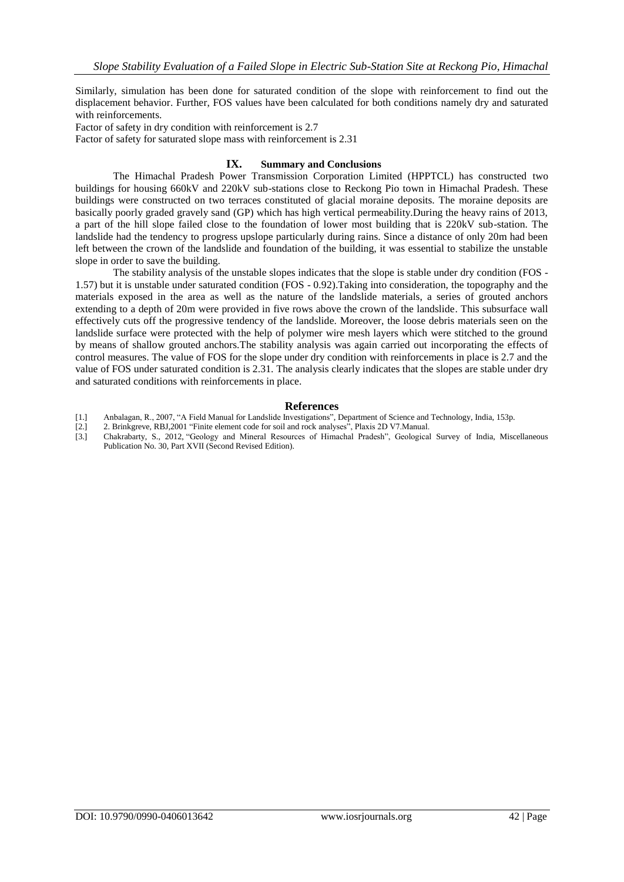Similarly, simulation has been done for saturated condition of the slope with reinforcement to find out the displacement behavior. Further, FOS values have been calculated for both conditions namely dry and saturated with reinforcements.

Factor of safety in dry condition with reinforcement is 2.7

Factor of safety for saturated slope mass with reinforcement is 2.31

## IX. Summary and Conclusions

The Himachal Pradesh Power Transmission Corporation Limited (HPPTCL) has constructed two buildings for housing 660kV and 220kV sub-stations close to Reckong Pio town in Himachal Pradesh. These buildings were constructed on two terraces constituted of glacial moraine deposits. The moraine deposits are basically poorly graded gravely sand (GP) which has high vertical permeability.During the heavy rains of 2013, a part of the hill slope failed close to the foundation of lower most building that is 220kV sub-station. The landslide had the tendency to progress upslope particularly during rains. Since a distance of only 20m had been left between the crown of the landslide and foundation of the building, it was essential to stabilize the unstable slope in order to save the building.

The stability analysis of the unstable slopes indicates that the slope is stable under dry condition (FOS - 1.57) but it is unstable under saturated condition (FOS - 0.92).Taking into consideration, the topography and the materials exposed in the area as well as the nature of the landslide materials, a series of grouted anchors extending to a depth of 20m were provided in five rows above the crown of the landslide. This subsurface wall effectively cuts off the progressive tendency of the landslide. Moreover, the loose debris materials seen on the landslide surface were protected with the help of polymer wire mesh layers which were stitched to the ground by means of shallow grouted anchors.The stability analysis was again carried out incorporating the effects of control measures. The value of FOS for the slope under dry condition with reinforcements in place is 2.7 and the value of FOS under saturated condition is 2.31. The analysis clearly indicates that the slopes are stable under dry and saturated conditions with reinforcements in place.

## References

[1.] Anbalagan, R., 2007, "A Field Manual for Landslide Investigations", Department of Science and Technology, India, 153p.

[2.] 2. Brinkgreve, RBJ,2001 "Finite element code for soil and rock analyses", Plaxis 2D V7.Manual.

[3.] Chakrabarty, S., 2012, "Geology and Mineral Resources of Himachal Pradesh", Geological Survey of India, Miscellaneous Publication No. 30, Part XVII (Second Revised Edition).